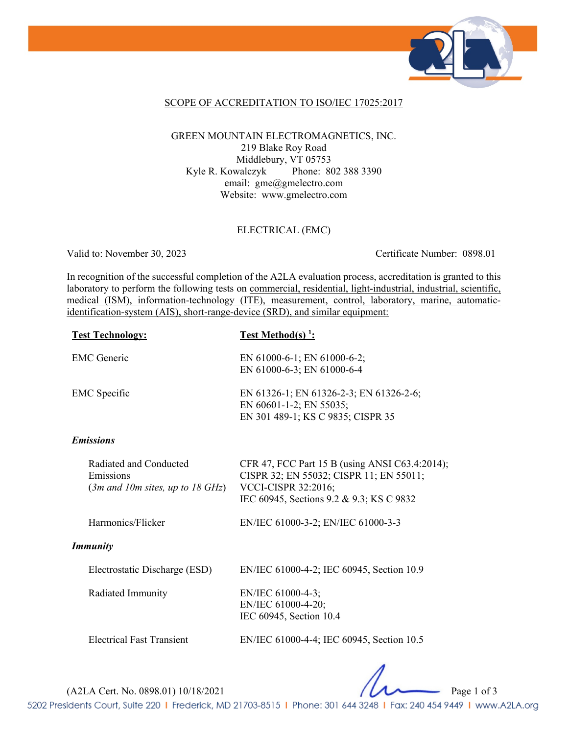SCOPE OF ACCREDITATION TO ISO/IEC 17025:2017

GREEN MOUNTAIN ELECTROMAGNETICS, INC.
219 Blake Roy Road
Middlebury, VT 05753
Kyle R. Kowalczyk Phone: 802 388 3390
email: gme@gmelectro.com
Website: www.gmelectro.com

ELECTRICAL (EMC)

Valid to: November 30, 2023 Certificate Number: 0898.01

In recognition of the successful completion of the A2LA evaluation process, accreditation is granted to this laboratory to perform the following tests on commercial, residential, light-industrial, industrial, scientific, medical (ISM), information-technology (ITE), measurement, control, laboratory, marine, automatic-identification-system (AIS), short-range-device (SRD), and similar equipment:

| **Test Technology:** | **Test Method(s) [1]:** |
|---|---|
| EMC Generic | EN 61000-6-1; EN 61000-6-2; EN 61000-6-3; EN 61000-6-4 |
| EMC Specific | EN 61326-1; EN 61326-2-3; EN 61326-2-6; EN 60601-1-2; EN 55035; EN 301 489-1; KS C 9835; CISPR 35 |
| ***Emissions*** | |
| Radiated and Conducted Emissions (*3m and 10m sites, up to 18 GHz*) | CFR 47, FCC Part 15 B (using ANSI C63.4:2014); CISPR 32; EN 55032; CISPR 11; EN 55011; VCCI-CISPR 32:2016; IEC 60945, Sections 9.2 & 9.3; KS C 9832 |
| Harmonics/Flicker | EN/IEC 61000-3-2; EN/IEC 61000-3-3 |
| ***Immunity*** | |
| Electrostatic Discharge (ESD) | EN/IEC 61000-4-2; IEC 60945, Section 10.9 |
| Radiated Immunity | EN/IEC 61000-4-3; EN/IEC 61000-4-20; IEC 60945, Section 10.4 |
| Electrical Fast Transient | EN/IEC 61000-4-4; IEC 60945, Section 10.5 |

(A2LA Cert. No. 0898.01) 10/18/2021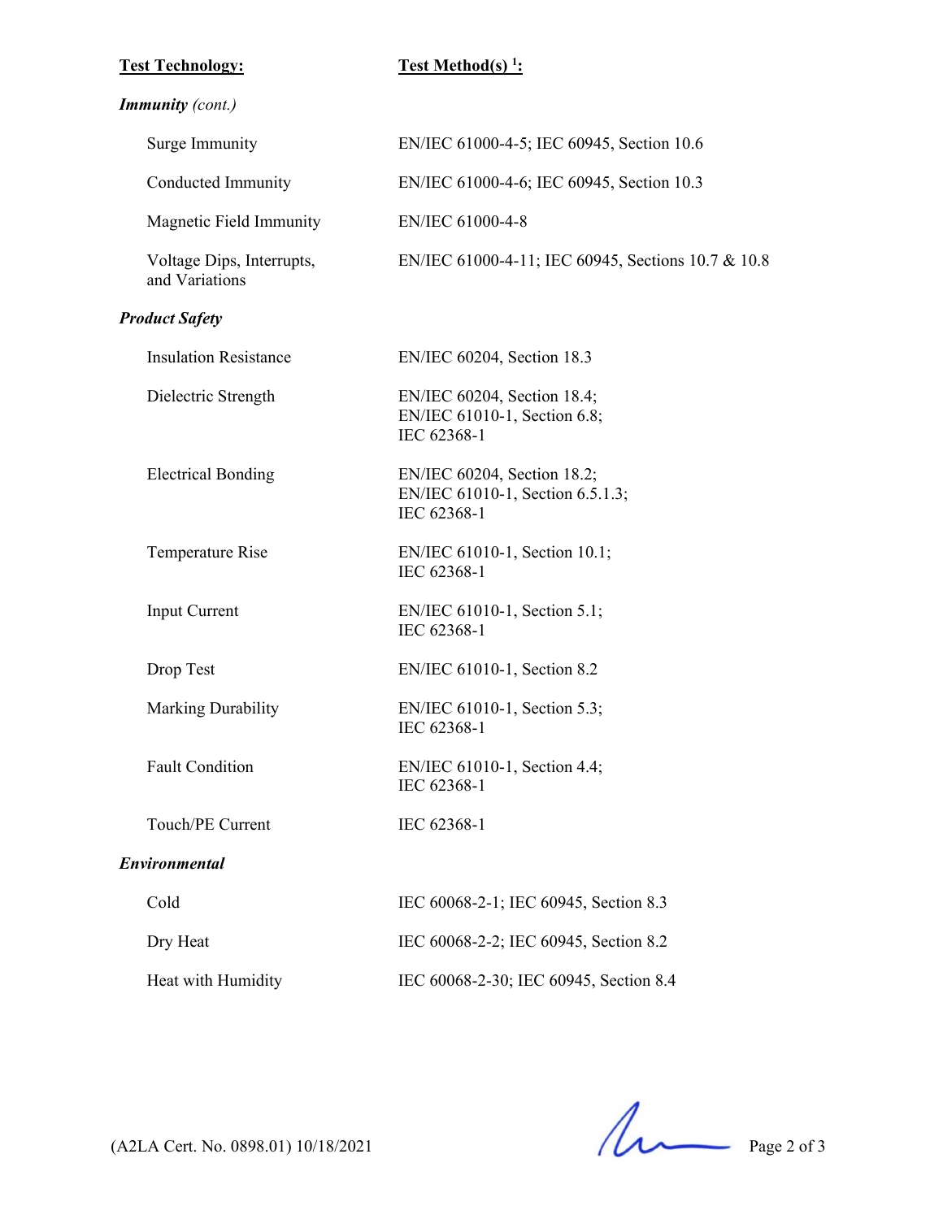| Test Technology: | Test Method(s) [1]: |
|---|---|
| ***Immunity*** *(cont.)* | |
| Surge Immunity | EN/IEC 61000-4-5; IEC 60945, Section 10.6 |
| Conducted Immunity | EN/IEC 61000-4-6; IEC 60945, Section 10.3 |
| Magnetic Field Immunity | EN/IEC 61000-4-8 |
| Voltage Dips, Interrupts, and Variations | EN/IEC 61000-4-11; IEC 60945, Sections 10.7 & 10.8 |
| ***Product Safety*** | |
| Insulation Resistance | EN/IEC 60204, Section 18.3 |
| Dielectric Strength | EN/IEC 60204, Section 18.4; EN/IEC 61010-1, Section 6.8; IEC 62368-1 |
| Electrical Bonding | EN/IEC 60204, Section 18.2; EN/IEC 61010-1, Section 6.5.1.3; IEC 62368-1 |
| Temperature Rise | EN/IEC 61010-1, Section 10.1; IEC 62368-1 |
| Input Current | EN/IEC 61010-1, Section 5.1; IEC 62368-1 |
| Drop Test | EN/IEC 61010-1, Section 8.2 |
| Marking Durability | EN/IEC 61010-1, Section 5.3; IEC 62368-1 |
| Fault Condition | EN/IEC 61010-1, Section 4.4; IEC 62368-1 |
| Touch/PE Current | IEC 62368-1 |
| ***Environmental*** | |
| Cold | IEC 60068-2-1; IEC 60945, Section 8.3 |
| Dry Heat | IEC 60068-2-2; IEC 60945, Section 8.2 |
| Heat with Humidity | IEC 60068-2-30; IEC 60945, Section 8.4 |

(A2LA Cert. No. 0898.01) 10/18/2021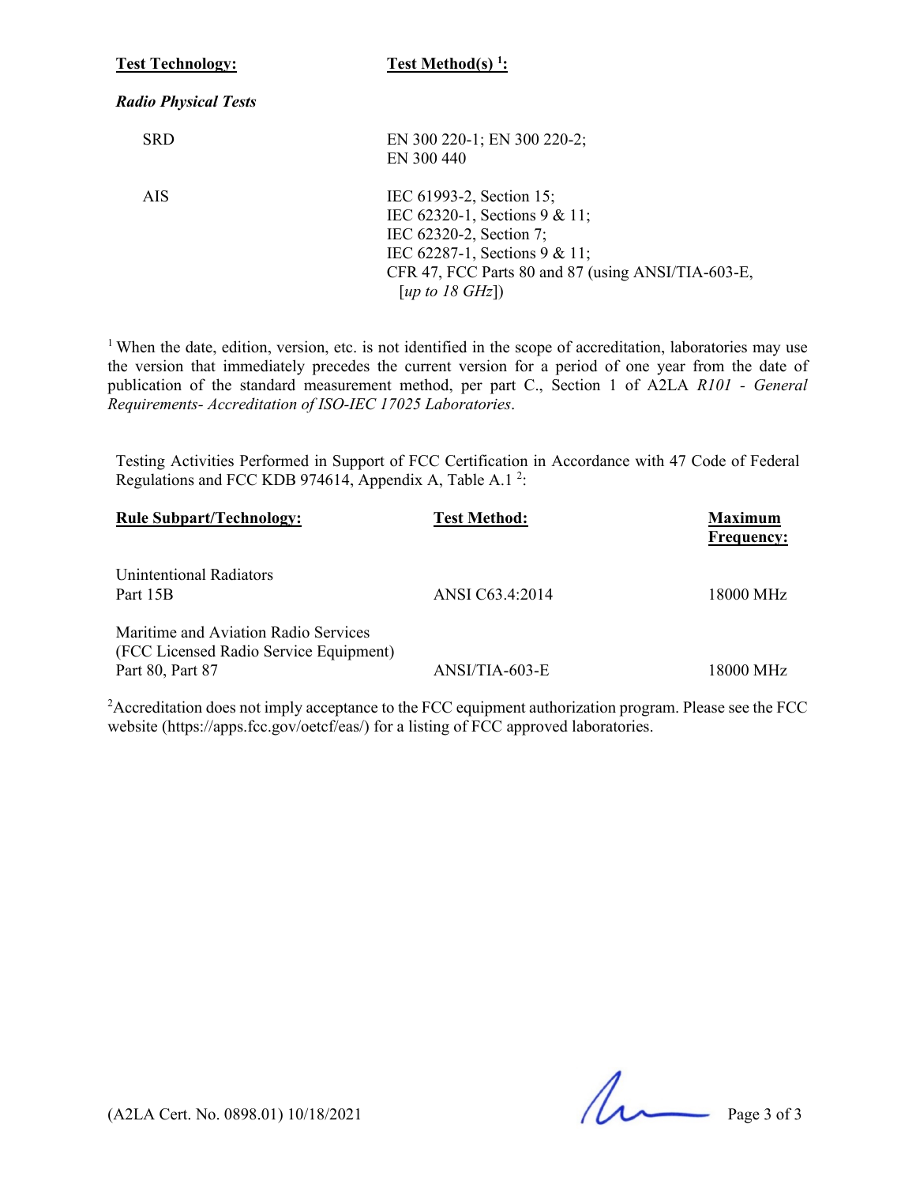| Test Technology: | Test Method(s) [1]: |
|---|---|
| *Radio Physical Tests* | |
| SRD | EN 300 220-1; EN 300 220-2; EN 300 440 |
| AIS | IEC 61993-2, Section 15; IEC 62320-1, Sections 9 & 11; IEC 62320-2, Section 7; IEC 62287-1, Sections 9 & 11; CFR 47, FCC Parts 80 and 87 (using ANSI/TIA-603-E, [*up to 18 GHz*]) |

[1] When the date, edition, version, etc. is not identified in the scope of accreditation, laboratories may use the version that immediately precedes the current version for a period of one year from the date of publication of the standard measurement method, per part C., Section 1 of A2LA *R101 - General Requirements- Accreditation of ISO-IEC 17025 Laboratories*.

Testing Activities Performed in Support of FCC Certification in Accordance with 47 Code of Federal Regulations and FCC KDB 974614, Appendix A, Table A.1 [2]:

| Rule Subpart/Technology: | Test Method: | Maximum Frequency: |
|---|---|---|
| Unintentional Radiators Part 15B | ANSI C63.4:2014 | 18000 MHz |
| Maritime and Aviation Radio Services (FCC Licensed Radio Service Equipment) Part 80, Part 87 | ANSI/TIA-603-E | 18000 MHz |

[2] Accreditation does not imply acceptance to the FCC equipment authorization program. Please see the FCC website (https://apps.fcc.gov/oetcf/eas/) for a listing of FCC approved laboratories.

(A2LA Cert. No. 0898.01) 10/18/2021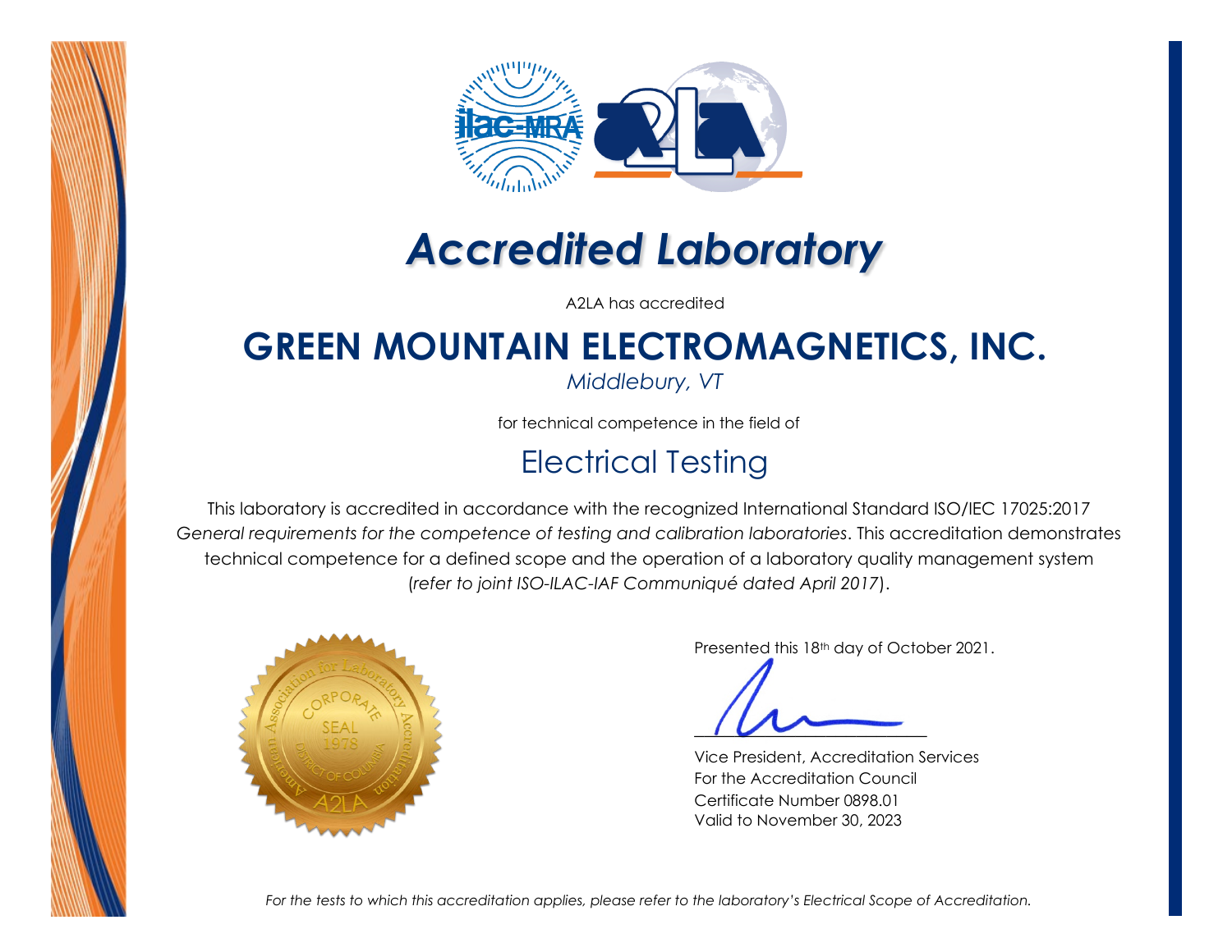# *Accredited Laboratory*

A2LA has accredited

## GREEN MOUNTAIN ELECTROMAGNETICS, INC.

*Middlebury, VT*

for technical competence in the field of

## Electrical Testing

This laboratory is accredited in accordance with the recognized International Standard ISO/IEC 17025:2017 *General requirements for the competence of testing and calibration laboratories*. This accreditation demonstrates technical competence for a defined scope and the operation of a laboratory quality management system (*refer to joint ISO-ILAC-IAF Communiqué dated April 2017*).

Presented this 18th day of October 2021.

Vice President, Accreditation Services
For the Accreditation Council
Certificate Number 0898.01
Valid to November 30, 2023

*For the tests to which this accreditation applies, please refer to the laboratory's Electrical Scope of Accreditation.*